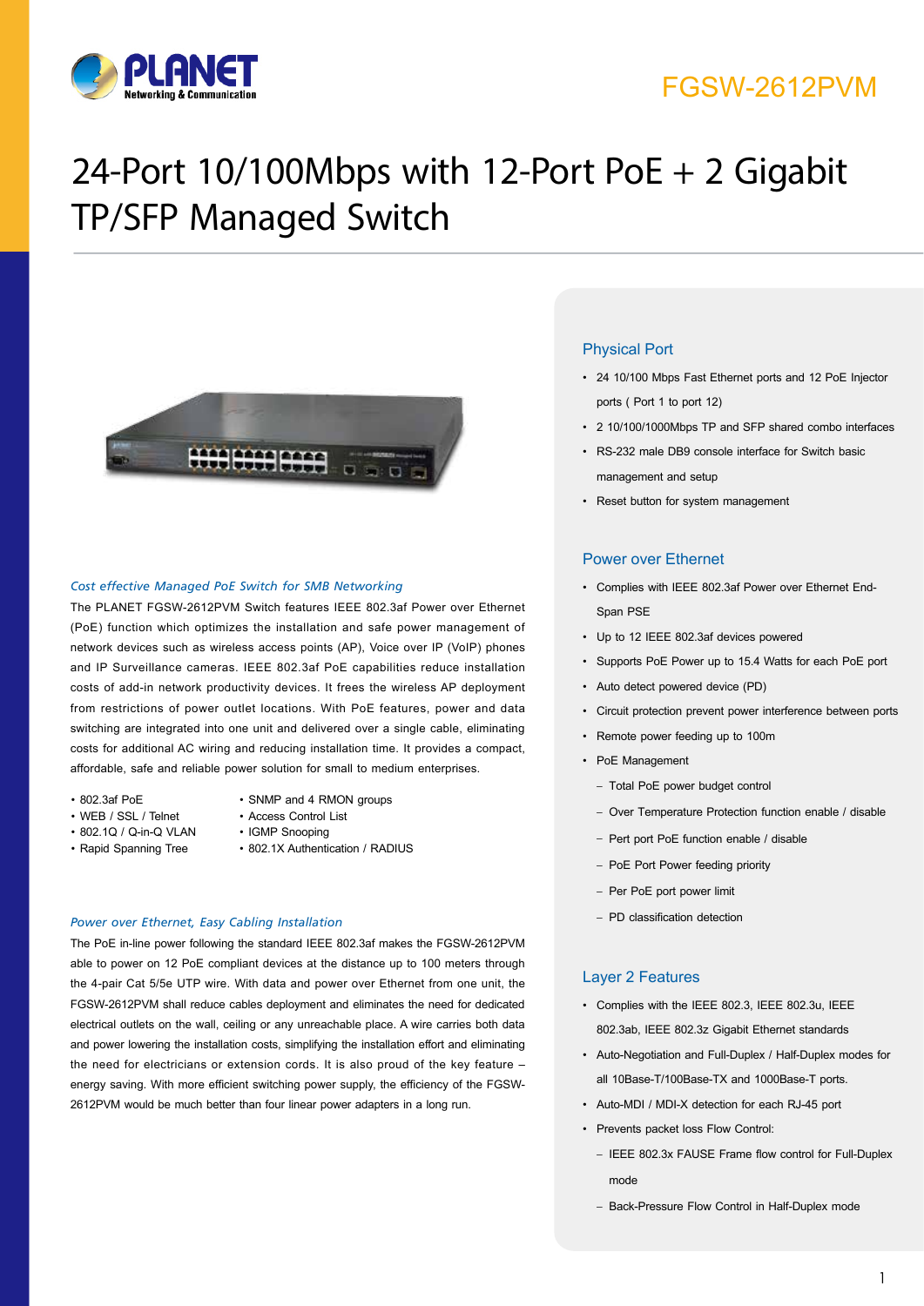FGSW-2612PVM

# 24-Port 10/100Mbps with 12-Port PoE + 2 Gigabit TP/SFP Managed Switch

### *Cost effective Managed PoE Switch for SMB Networking*

The PLANET FGSW-2612PVM Switch features IEEE 802.3af Power over Ethernet (PoE) function which optimizes the installation and safe power management of network devices such as wireless access points (AP), Voice over IP (VoIP) phones and IP Surveillance cameras. IEEE 802.3af PoE capabilities reduce installation costs of add-in network productivity devices. It frees the wireless AP deployment from restrictions of power outlet locations. With PoE features, power and data switching are integrated into one unit and delivered over a single cable, eliminating costs for additional AC wiring and reducing installation time. It provides a compact, affordable, safe and reliable power solution for small to medium enterprises.

- 802.3af PoE
- WEB / SSL / Telnet
- 802.1Q / Q-in-Q VLAN
- Rapid Spanning Tree
- SNMP and 4 RMON groups
- Access Control List
- IGMP Snooping
- 802.1X Authentication / RADIUS

### *Power over Ethernet, Easy Cabling Installation*

The PoE in-line power following the standard IEEE 802.3af makes the FGSW-2612PVM able to power on 12 PoE compliant devices at the distance up to 100 meters through the 4-pair Cat 5/5e UTP wire. With data and power over Ethernet from one unit, the FGSW-2612PVM shall reduce cables deployment and eliminates the need for dedicated electrical outlets on the wall, ceiling or any unreachable place. A wire carries both data and power lowering the installation costs, simplifying the installation effort and eliminating the need for electricians or extension cords. It is also proud of the key feature – energy saving. With more efficient switching power supply, the efficiency of the FGSW-2612PVM would be much better than four linear power adapters in a long run.

## Physical Port

- 24 10/100 Mbps Fast Ethernet ports and 12 PoE Injector ports ( Port 1 to port 12)
- 2 10/100/1000Mbps TP and SFP shared combo interfaces
- RS-232 male DB9 console interface for Switch basic management and setup
- Reset button for system management

## Power over Ethernet

- Complies with IEEE 802.3af Power over Ethernet End-Span PSE
- Up to 12 IEEE 802.3af devices powered
- Supports PoE Power up to 15.4 Watts for each PoE port
- Auto detect powered device (PD)
- Circuit protection prevent power interference between ports
- Remote power feeding up to 100m
- PoE Management
  - Total PoE power budget control
  - Over Temperature Protection function enable / disable
  - Pert port PoE function enable / disable
  - PoE Port Power feeding priority
  - Per PoE port power limit
  - PD classification detection

## Layer 2 Features

- Complies with the IEEE 802.3, IEEE 802.3u, IEEE 802.3ab, IEEE 802.3z Gigabit Ethernet standards
- Auto-Negotiation and Full-Duplex / Half-Duplex modes for all 10Base-T/100Base-TX and 1000Base-T ports.
- Auto-MDI / MDI-X detection for each RJ-45 port
- Prevents packet loss Flow Control:
  - IEEE 802.3x FAUSE Frame flow control for Full-Duplex mode
  - Back-Pressure Flow Control in Half-Duplex mode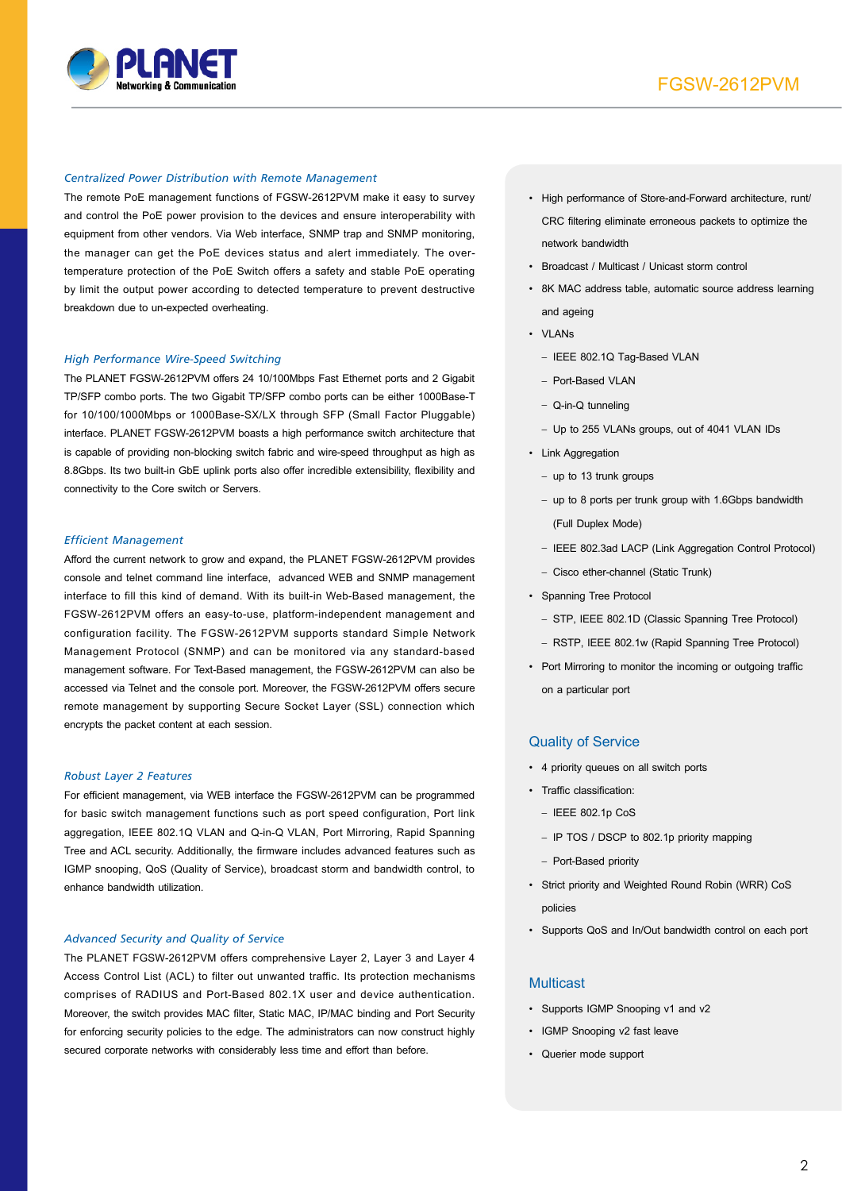### *Centralized Power Distribution with Remote Management*

The remote PoE management functions of FGSW-2612PVM make it easy to survey and control the PoE power provision to the devices and ensure interoperability with equipment from other vendors. Via Web interface, SNMP trap and SNMP monitoring, the manager can get the PoE devices status and alert immediately. The over-temperature protection of the PoE Switch offers a safety and stable PoE operating by limit the output power according to detected temperature to prevent destructive breakdown due to un-expected overheating.

### *High Performance Wire-Speed Switching*

The PLANET FGSW-2612PVM offers 24 10/100Mbps Fast Ethernet ports and 2 Gigabit TP/SFP combo ports. The two Gigabit TP/SFP combo ports can be either 1000Base-T for 10/100/1000Mbps or 1000Base-SX/LX through SFP (Small Factor Pluggable) interface. PLANET FGSW-2612PVM boasts a high performance switch architecture that is capable of providing non-blocking switch fabric and wire-speed throughput as high as 8.8Gbps. Its two built-in GbE uplink ports also offer incredible extensibility, flexibility and connectivity to the Core switch or Servers.

### *Efficient Management*

Afford the current network to grow and expand, the PLANET FGSW-2612PVM provides console and telnet command line interface, advanced WEB and SNMP management interface to fill this kind of demand. With its built-in Web-Based management, the FGSW-2612PVM offers an easy-to-use, platform-independent management and configuration facility. The FGSW-2612PVM supports standard Simple Network Management Protocol (SNMP) and can be monitored via any standard-based management software. For Text-Based management, the FGSW-2612PVM can also be accessed via Telnet and the console port. Moreover, the FGSW-2612PVM offers secure remote management by supporting Secure Socket Layer (SSL) connection which encrypts the packet content at each session.

### *Robust Layer 2 Features*

For efficient management, via WEB interface the FGSW-2612PVM can be programmed for basic switch management functions such as port speed configuration, Port link aggregation, IEEE 802.1Q VLAN and Q-in-Q VLAN, Port Mirroring, Rapid Spanning Tree and ACL security. Additionally, the firmware includes advanced features such as IGMP snooping, QoS (Quality of Service), broadcast storm and bandwidth control, to enhance bandwidth utilization.

### *Advanced Security and Quality of Service*

The PLANET FGSW-2612PVM offers comprehensive Layer 2, Layer 3 and Layer 4 Access Control List (ACL) to filter out unwanted traffic. Its protection mechanisms comprises of RADIUS and Port-Based 802.1X user and device authentication. Moreover, the switch provides MAC filter, Static MAC, IP/MAC binding and Port Security for enforcing security policies to the edge. The administrators can now construct highly secured corporate networks with considerably less time and effort than before.

- High performance of Store-and-Forward architecture, runt/ CRC filtering eliminate erroneous packets to optimize the network bandwidth
- Broadcast / Multicast / Unicast storm control
- 8K MAC address table, automatic source address learning and ageing
- VLANs
  - IEEE 802.1Q Tag-Based VLAN
  - Port-Based VLAN
  - Q-in-Q tunneling
  - Up to 255 VLANs groups, out of 4041 VLAN IDs
- Link Aggregation
  - up to 13 trunk groups
  - up to 8 ports per trunk group with 1.6Gbps bandwidth (Full Duplex Mode)
  - IEEE 802.3ad LACP (Link Aggregation Control Protocol)
  - Cisco ether-channel (Static Trunk)
- Spanning Tree Protocol
  - STP, IEEE 802.1D (Classic Spanning Tree Protocol)
  - RSTP, IEEE 802.1w (Rapid Spanning Tree Protocol)
- Port Mirroring to monitor the incoming or outgoing traffic on a particular port

## Quality of Service

- 4 priority queues on all switch ports
- Traffic classification:
  - IEEE 802.1p CoS
  - IP TOS / DSCP to 802.1p priority mapping
  - Port-Based priority
- Strict priority and Weighted Round Robin (WRR) CoS policies
- Supports QoS and In/Out bandwidth control on each port

## Multicast

- Supports IGMP Snooping v1 and v2
- IGMP Snooping v2 fast leave
- Querier mode support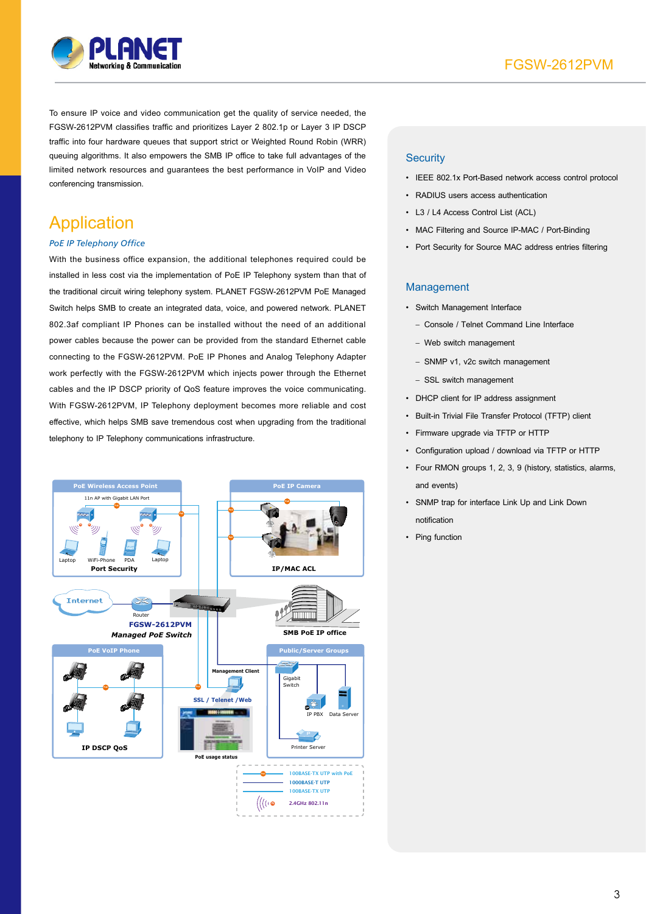To ensure IP voice and video communication get the quality of service needed, the FGSW-2612PVM classifies traffic and prioritizes Layer 2 802.1p or Layer 3 IP DSCP traffic into four hardware queues that support strict or Weighted Round Robin (WRR) queuing algorithms. It also empowers the SMB IP office to take full advantages of the limited network resources and guarantees the best performance in VoIP and Video conferencing transmission.

## Application

*PoE IP Telephony Office*

With the business office expansion, the additional telephones required could be installed in less cost via the implementation of PoE IP Telephony system than that of the traditional circuit wiring telephony system. PLANET FGSW-2612PVM PoE Managed Switch helps SMB to create an integrated data, voice, and powered network. PLANET 802.3af compliant IP Phones can be installed without the need of an additional power cables because the power can be provided from the standard Ethernet cable connecting to the FGSW-2612PVM. PoE IP Phones and Analog Telephony Adapter work perfectly with the FGSW-2612PVM which injects power through the Ethernet cables and the IP DSCP priority of QoS feature improves the voice communicating. With FGSW-2612PVM, IP Telephony deployment becomes more reliable and cost effective, which helps SMB save tremendous cost when upgrading from the traditional telephony to IP Telephony communications infrastructure.

### Security

- IEEE 802.1x Port-Based network access control protocol
- RADIUS users access authentication
- L3 / L4 Access Control List (ACL)
- MAC Filtering and Source IP-MAC / Port-Binding
- Port Security for Source MAC address entries filtering

### Management

- Switch Management Interface
  - Console / Telnet Command Line Interface
  - Web switch management
  - SNMP v1, v2c switch management
  - SSL switch management
- DHCP client for IP address assignment
- Built-in Trivial File Transfer Protocol (TFTP) client
- Firmware upgrade via TFTP or HTTP
- Configuration upload / download via TFTP or HTTP
- Four RMON groups 1, 2, 3, 9 (history, statistics, alarms, and events)
- SNMP trap for interface Link Up and Link Down notification
- Ping function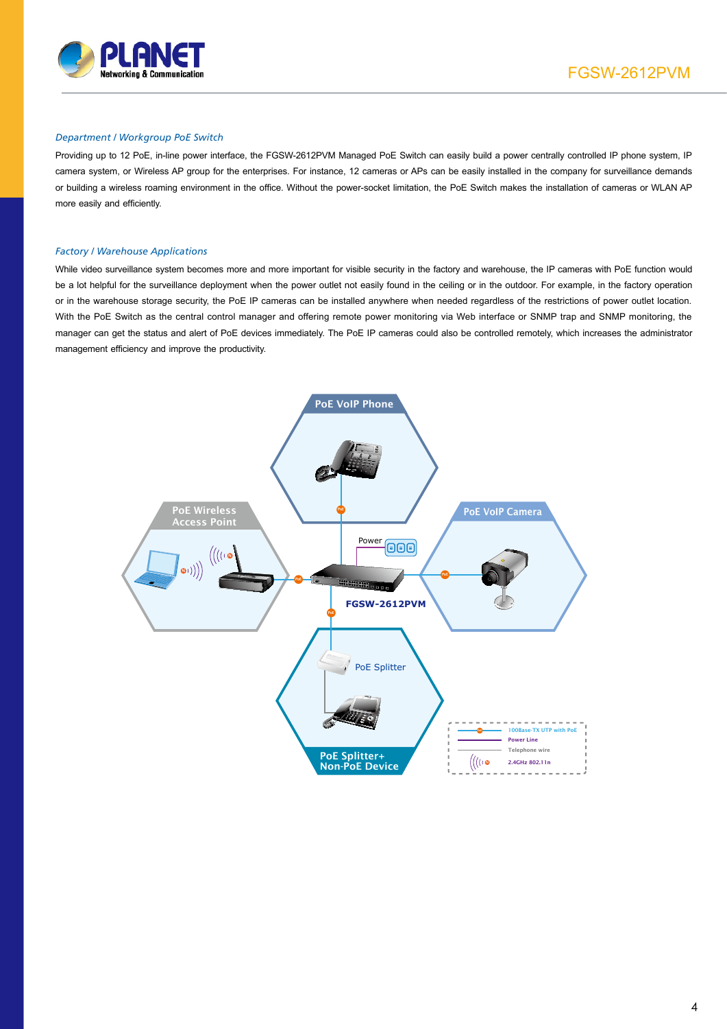### *Department / Workgroup PoE Switch*

Providing up to 12 PoE, in-line power interface, the FGSW-2612PVM Managed PoE Switch can easily build a power centrally controlled IP phone system, IP camera system, or Wireless AP group for the enterprises. For instance, 12 cameras or APs can be easily installed in the company for surveillance demands or building a wireless roaming environment in the office. Without the power-socket limitation, the PoE Switch makes the installation of cameras or WLAN AP more easily and efficiently.

### *Factory / Warehouse Applications*

While video surveillance system becomes more and more important for visible security in the factory and warehouse, the IP cameras with PoE function would be a lot helpful for the surveillance deployment when the power outlet not easily found in the ceiling or in the outdoor. For example, in the factory operation or in the warehouse storage security, the PoE IP cameras can be installed anywhere when needed regardless of the restrictions of power outlet location. With the PoE Switch as the central control manager and offering remote power monitoring via Web interface or SNMP trap and SNMP monitoring, the manager can get the status and alert of PoE devices immediately. The PoE IP cameras could also be controlled remotely, which increases the administrator management efficiency and improve the productivity.

PoE VoIP Phone

PoE Wireless Access Point

PoE VoIP Camera

Power

FGSW-2612PVM

PoE Splitter

PoE Splitter+ Non-PoE Device

100Base-TX UTP with PoE
Power Line
Telephone wire
2.4GHz 802.11n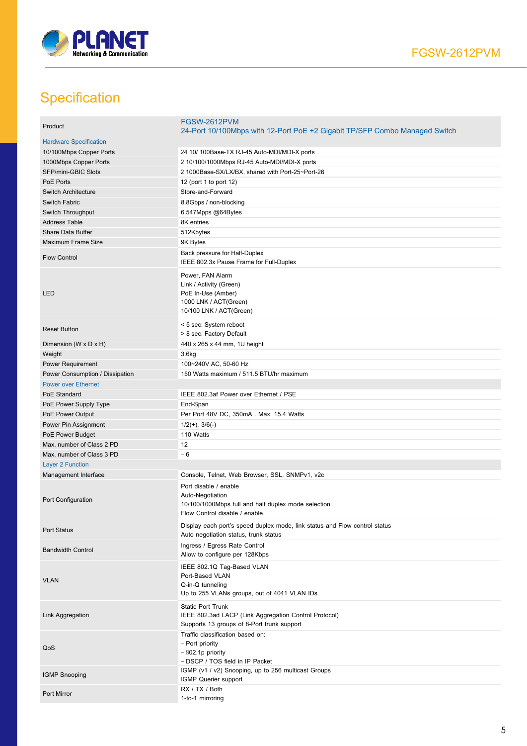## Specification

| Product | FGSW-2612PVM<br>24-Port 10/100Mbps with 12-Port PoE +2 Gigabit TP/SFP Combo Managed Switch |
|---|---|
| **Hardware Specification** | |
| 10/100Mbps Copper Ports | 24 10/ 100Base-TX RJ-45 Auto-MDI/MDI-X ports |
| 1000Mbps Copper Ports | 2 10/100/1000Mbps RJ-45 Auto-MDI/MDI-X ports |
| SFP/mini-GBIC Slots | 2 1000Base-SX/LX/BX, shared with Port-25~Port-26 |
| PoE Ports | 12 (port 1 to port 12) |
| Switch Architecture | Store-and-Forward |
| Switch Fabric | 8.8Gbps / non-blocking |
| Switch Throughput | 6.547Mpps @64Bytes |
| Address Table | 8K entries |
| Share Data Buffer | 512Kbytes |
| Maximum Frame Size | 9K Bytes |
| Flow Control | Back pressure for Half-Duplex<br>IEEE 802.3x Pause Frame for Full-Duplex |
| LED | Power, FAN Alarm<br>Link / Activity (Green)<br>PoE In-Use (Amber)<br>1000 LNK / ACT(Green)<br>10/100 LNK / ACT(Green) |
| Reset Button | < 5 sec: System reboot<br>> 8 sec: Factory Default |
| Dimension (W x D x H) | 440 x 265 x 44 mm, 1U height |
| Weight | 3.6kg |
| Power Requirement | 100~240V AC, 50-60 Hz |
| Power Consumption / Dissipation | 150 Watts maximum / 511.5 BTU/hr maximum |
| **Power over Ethernet** | |
| PoE Standard | IEEE 802.3af Power over Ethernet / PSE |
| PoE Power Supply Type | End-Span |
| PoE Power Output | Per Port 48V DC, 350mA . Max. 15.4 Watts |
| Power Pin Assignment | 1/2(+), 3/6(-) |
| PoE Power Budget | 110 Watts |
| Max. number of Class 2 PD | 12 |
| Max. number of Class 3 PD | – 6 |
| **Layer 2 Function** | |
| Management Interface | Console, Telnet, Web Browser, SSL, SNMPv1, v2c |
| Port Configuration | Port disable / enable<br>Auto-Negotiation<br>10/100/1000Mbps full and half duplex mode selection<br>Flow Control disable / enable |
| Port Status | Display each port's speed duplex mode, link status and Flow control status<br>Auto negotiation status, trunk status |
| Bandwidth Control | Ingress / Egress Rate Control<br>Allow to configure per 128Kbps |
| VLAN | IEEE 802.1Q Tag-Based VLAN<br>Port-Based VLAN<br>Q-in-Q tunneling<br>Up to 255 VLANs groups, out of 4041 VLAN IDs |
| Link Aggregation | Static Port Trunk<br>IEEE 802.3ad LACP (Link Aggregation Control Protocol)<br>Supports 13 groups of 8-Port trunk support |
| QoS | Traffic classification based on:<br>– Port priority<br>– 802.1p priority<br>– DSCP / TOS field in IP Packet |
| IGMP Snooping | IGMP (v1 / v2) Snooping, up to 256 multicast Groups<br>IGMP Querier support |
| Port Mirror | RX / TX / Both<br>1-to-1 mirroring |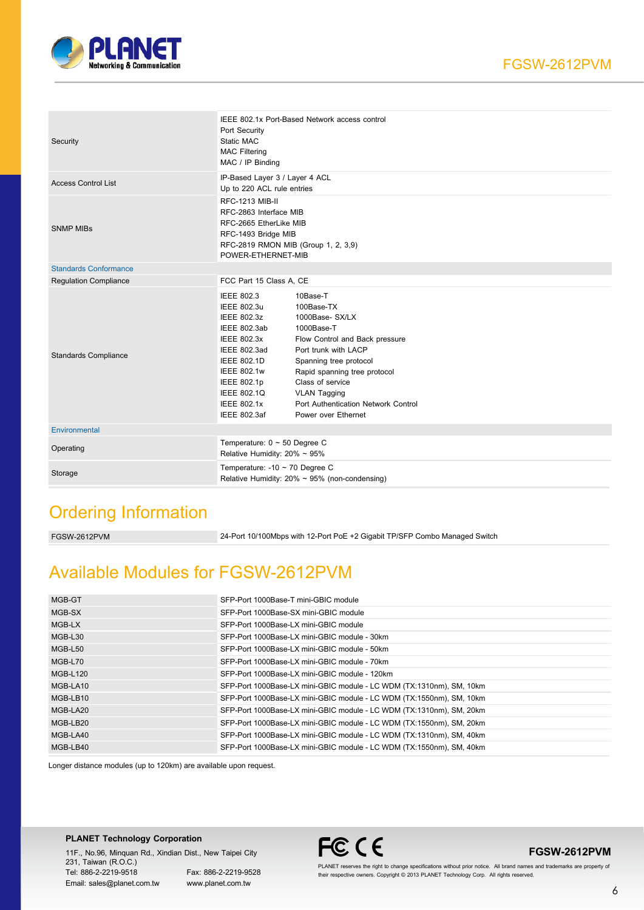| | |
|---|---|
| Security | IEEE 802.1x Port-Based Network access control<br>Port Security<br>Static MAC<br>MAC Filtering<br>MAC / IP Binding |
| Access Control List | IP-Based Layer 3 / Layer 4 ACL<br>Up to 220 ACL rule entries |
| SNMP MIBs | RFC-1213 MIB-II<br>RFC-2863 Interface MIB<br>RFC-2665 EtherLike MIB<br>RFC-1493 Bridge MIB<br>RFC-2819 RMON MIB (Group 1, 2, 3,9)<br>POWER-ETHERNET-MIB |
| **Standards Conformance** | |
| Regulation Compliance | FCC Part 15 Class A, CE |
| Standards Compliance | IEEE 802.3 10Base-T<br>IEEE 802.3u 100Base-TX<br>IEEE 802.3z 1000Base- SX/LX<br>IEEE 802.3ab 1000Base-T<br>IEEE 802.3x Flow Control and Back pressure<br>IEEE 802.3ad Port trunk with LACP<br>IEEE 802.1D Spanning tree protocol<br>IEEE 802.1w Rapid spanning tree protocol<br>IEEE 802.1p Class of service<br>IEEE 802.1Q VLAN Tagging<br>IEEE 802.1x Port Authentication Network Control<br>IEEE 802.3af Power over Ethernet |
| **Environmental** | |
| Operating | Temperature: 0 ~ 50 Degree C<br>Relative Humidity: 20% ~ 95% |
| Storage | Temperature: -10 ~ 70 Degree C<br>Relative Humidity: 20% ~ 95% (non-condensing) |

## Ordering Information

| | |
|---|---|
| FGSW-2612PVM | 24-Port 10/100Mbps with 12-Port PoE +2 Gigabit TP/SFP Combo Managed Switch |

## Available Modules for FGSW-2612PVM

| | |
|---|---|
| MGB-GT | SFP-Port 1000Base-T mini-GBIC module |
| MGB-SX | SFP-Port 1000Base-SX mini-GBIC module |
| MGB-LX | SFP-Port 1000Base-LX mini-GBIC module |
| MGB-L30 | SFP-Port 1000Base-LX mini-GBIC module - 30km |
| MGB-L50 | SFP-Port 1000Base-LX mini-GBIC module - 50km |
| MGB-L70 | SFP-Port 1000Base-LX mini-GBIC module - 70km |
| MGB-L120 | SFP-Port 1000Base-LX mini-GBIC module - 120km |
| MGB-LA10 | SFP-Port 1000Base-LX mini-GBIC module - LC WDM (TX:1310nm), SM, 10km |
| MGB-LB10 | SFP-Port 1000Base-LX mini-GBIC module - LC WDM (TX:1550nm), SM, 10km |
| MGB-LA20 | SFP-Port 1000Base-LX mini-GBIC module - LC WDM (TX:1310nm), SM, 20km |
| MGB-LB20 | SFP-Port 1000Base-LX mini-GBIC module - LC WDM (TX:1550nm), SM, 20km |
| MGB-LA40 | SFP-Port 1000Base-LX mini-GBIC module - LC WDM (TX:1310nm), SM, 40km |
| MGB-LB40 | SFP-Port 1000Base-LX mini-GBIC module - LC WDM (TX:1550nm), SM, 40km |

Longer distance modules (up to 120km) are available upon request.

**PLANET Technology Corporation**

11F., No.96, Minquan Rd., Xindian Dist., New Taipei City 231, Taiwan (R.O.C.)
Tel: 886-2-2219-9518 Fax: 886-2-2219-9528
Email: sales@planet.com.tw www.planet.com.tw

PLANET reserves the right to change specifications without prior notice. All brand names and trademarks are property of their respective owners. Copyright © 2013 PLANET Technology Corp. All rights reserved.